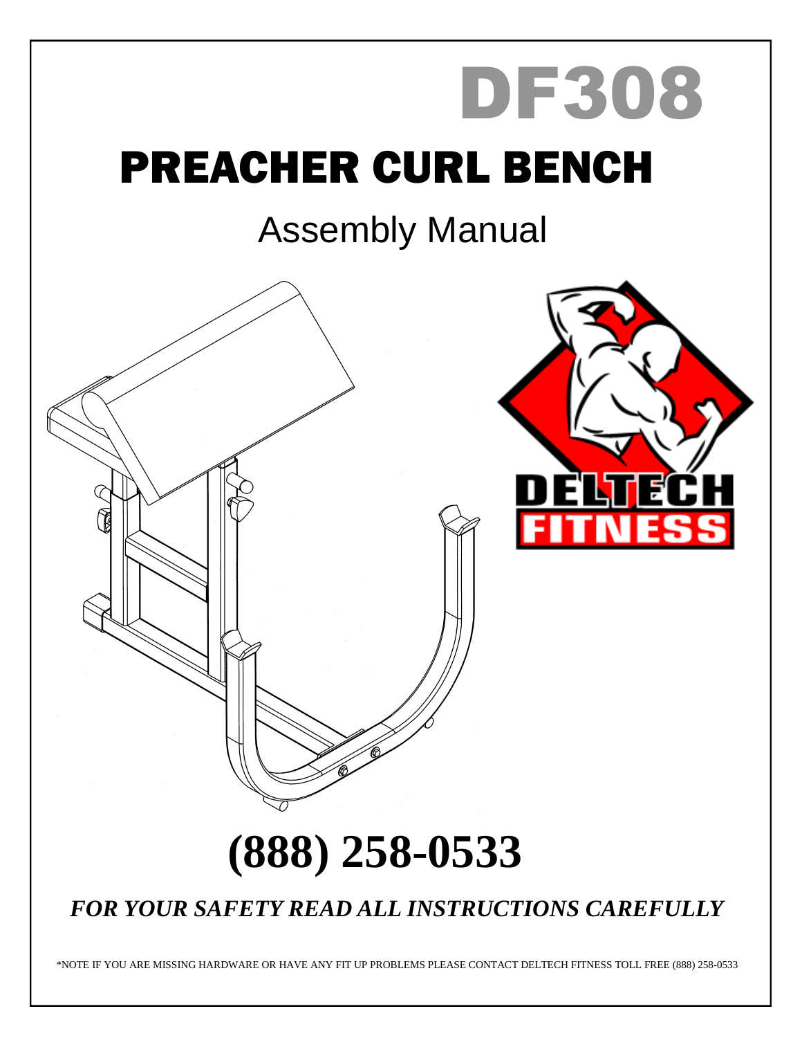# DF308

# PREACHER CURL BENCH

## Assembly Manual

DELTECH FITNESS

# (888) 258-0533

***FOR YOUR SAFETY READ ALL INSTRUCTIONS CAREFULLY***

*NOTE IF YOU ARE MISSING HARDWARE OR HAVE ANY FIT UP PROBLEMS PLEASE CONTACT DELTECH FITNESS TOLL FREE (888) 258-0533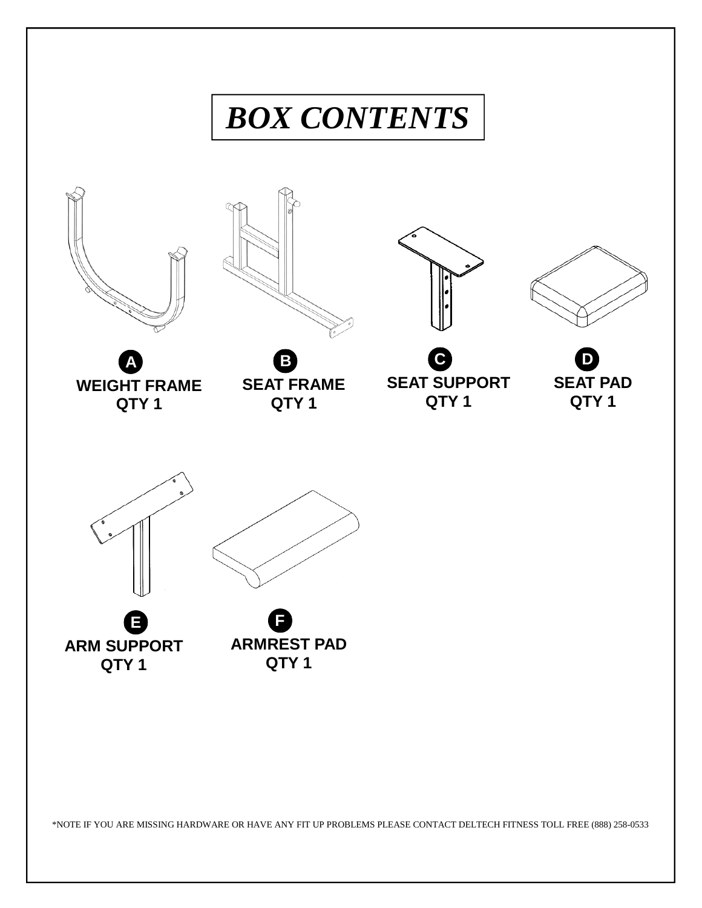# *BOX CONTENTS*

**A**
**WEIGHT FRAME**
**QTY 1**

**B**
**SEAT FRAME**
**QTY 1**

**C**
**SEAT SUPPORT**
**QTY 1**

**D**
**SEAT PAD**
**QTY 1**

**E**
**ARM SUPPORT**
**QTY 1**

**F**
**ARMREST PAD**
**QTY 1**

*NOTE IF YOU ARE MISSING HARDWARE OR HAVE ANY FIT UP PROBLEMS PLEASE CONTACT DELTECH FITNESS TOLL FREE (888) 258-0533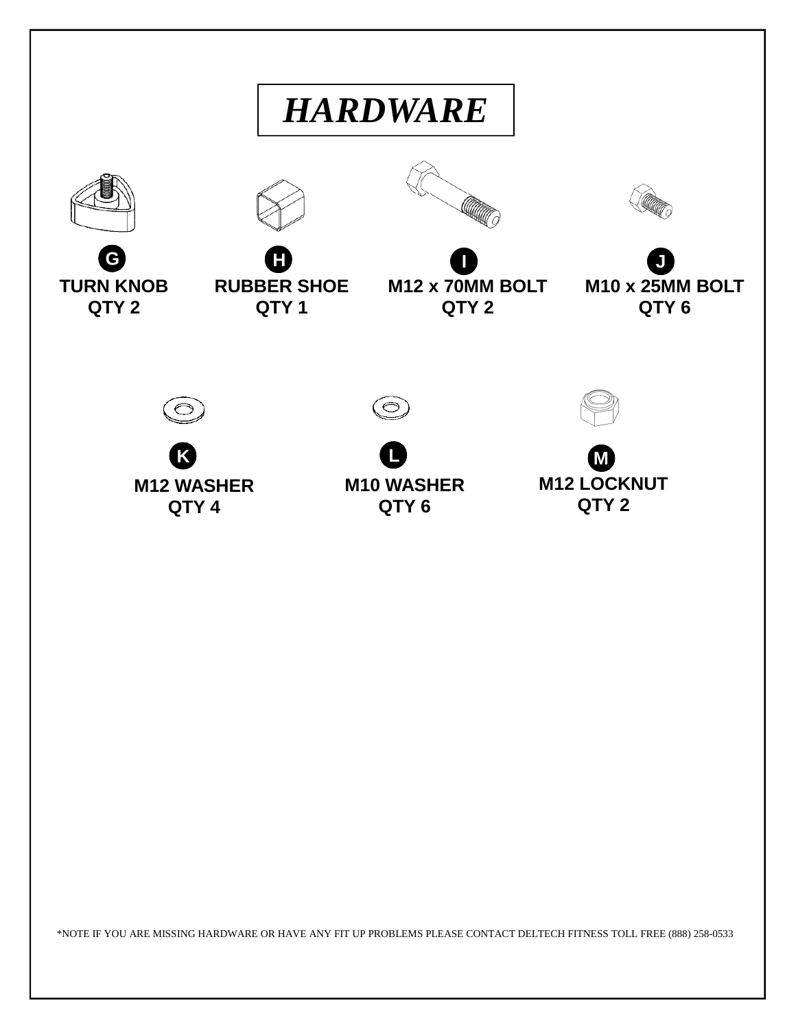# *HARDWARE*

**G**
**TURN KNOB**
**QTY 2**

**H**
**RUBBER SHOE**
**QTY 1**

**I**
**M12 x 70MM BOLT**
**QTY 2**

**J**
**M10 x 25MM BOLT**
**QTY 6**

**K**
**M12 WASHER**
**QTY 4**

**L**
**M10 WASHER**
**QTY 6**

**M**
**M12 LOCKNUT**
**QTY 2**

*NOTE IF YOU ARE MISSING HARDWARE OR HAVE ANY FIT UP PROBLEMS PLEASE CONTACT DELTECH FITNESS TOLL FREE (888) 258-0533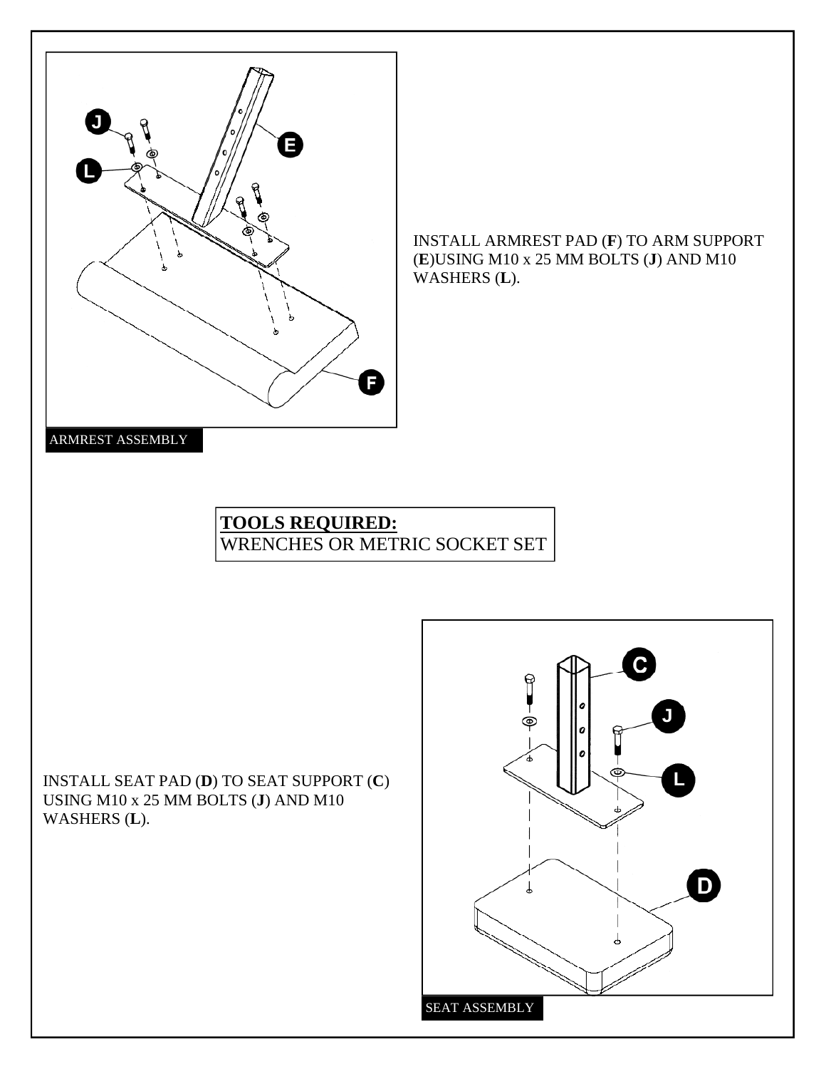INSTALL ARMREST PAD (**F**) TO ARM SUPPORT (**E**)USING M10 x 25 MM BOLTS (**J**) AND M10 WASHERS (**L**).

ARMREST ASSEMBLY

**TOOLS REQUIRED:**
WRENCHES OR METRIC SOCKET SET

INSTALL SEAT PAD (**D**) TO SEAT SUPPORT (**C**) USING M10 x 25 MM BOLTS (**J**) AND M10 WASHERS (**L**).

SEAT ASSEMBLY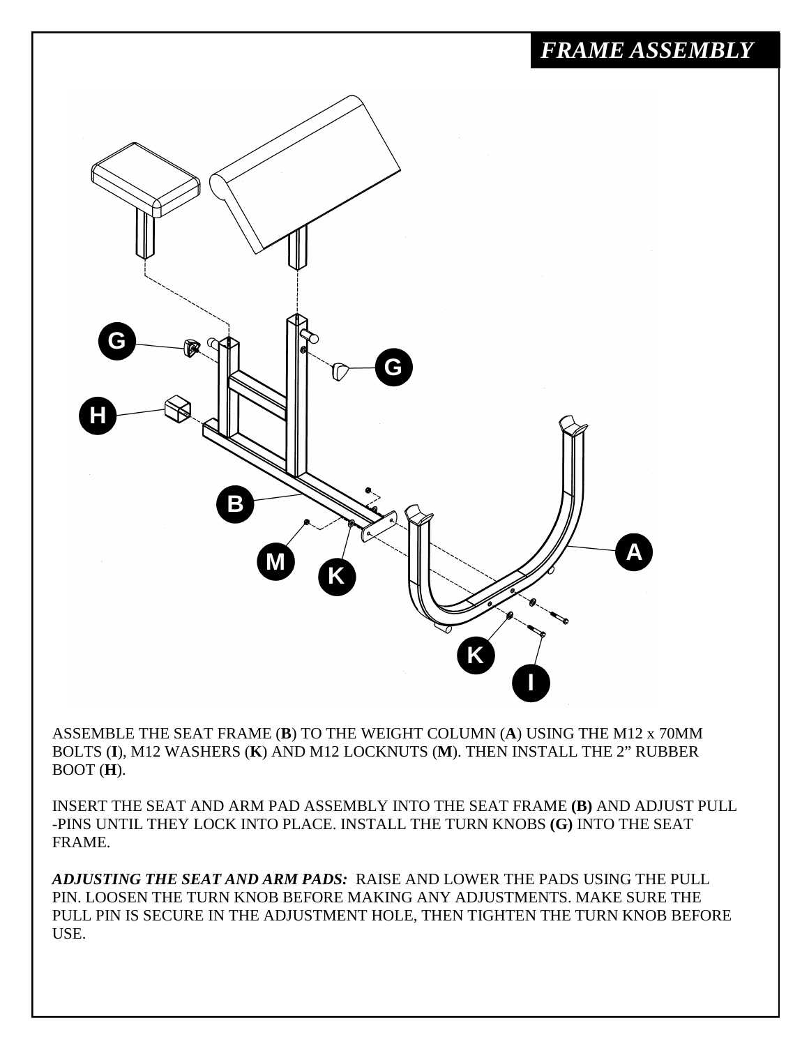# *FRAME ASSEMBLY*

ASSEMBLE THE SEAT FRAME (**B**) TO THE WEIGHT COLUMN (**A**) USING THE M12 x 70MM BOLTS (**I**), M12 WASHERS (**K**) AND M12 LOCKNUTS (**M**). THEN INSTALL THE 2" RUBBER BOOT (**H**).

INSERT THE SEAT AND ARM PAD ASSEMBLY INTO THE SEAT FRAME **(B)** AND ADJUST PULL -PINS UNTIL THEY LOCK INTO PLACE. INSTALL THE TURN KNOBS **(G)** INTO THE SEAT FRAME.

***ADJUSTING THE SEAT AND ARM PADS:*** RAISE AND LOWER THE PADS USING THE PULL PIN. LOOSEN THE TURN KNOB BEFORE MAKING ANY ADJUSTMENTS. MAKE SURE THE PULL PIN IS SECURE IN THE ADJUSTMENT HOLE, THEN TIGHTEN THE TURN KNOB BEFORE USE.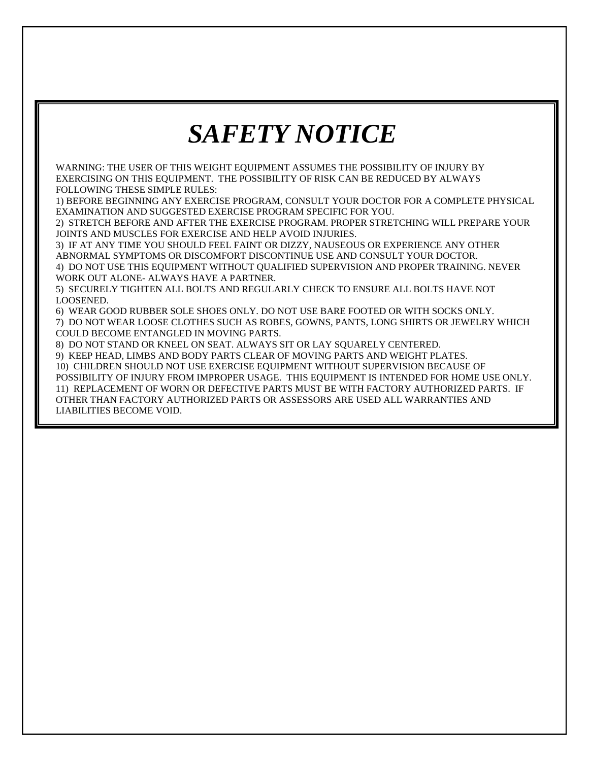# *SAFETY NOTICE*

WARNING: THE USER OF THIS WEIGHT EQUIPMENT ASSUMES THE POSSIBILITY OF INJURY BY EXERCISING ON THIS EQUIPMENT. THE POSSIBILITY OF RISK CAN BE REDUCED BY ALWAYS FOLLOWING THESE SIMPLE RULES:

1) BEFORE BEGINNING ANY EXERCISE PROGRAM, CONSULT YOUR DOCTOR FOR A COMPLETE PHYSICAL EXAMINATION AND SUGGESTED EXERCISE PROGRAM SPECIFIC FOR YOU.
2) STRETCH BEFORE AND AFTER THE EXERCISE PROGRAM. PROPER STRETCHING WILL PREPARE YOUR JOINTS AND MUSCLES FOR EXERCISE AND HELP AVOID INJURIES.
3) IF AT ANY TIME YOU SHOULD FEEL FAINT OR DIZZY, NAUSEOUS OR EXPERIENCE ANY OTHER ABNORMAL SYMPTOMS OR DISCOMFORT DISCONTINUE USE AND CONSULT YOUR DOCTOR.
4) DO NOT USE THIS EQUIPMENT WITHOUT QUALIFIED SUPERVISION AND PROPER TRAINING. NEVER WORK OUT ALONE- ALWAYS HAVE A PARTNER.
5) SECURELY TIGHTEN ALL BOLTS AND REGULARLY CHECK TO ENSURE ALL BOLTS HAVE NOT LOOSENED.
6) WEAR GOOD RUBBER SOLE SHOES ONLY. DO NOT USE BARE FOOTED OR WITH SOCKS ONLY.
7) DO NOT WEAR LOOSE CLOTHES SUCH AS ROBES, GOWNS, PANTS, LONG SHIRTS OR JEWELRY WHICH COULD BECOME ENTANGLED IN MOVING PARTS.
8) DO NOT STAND OR KNEEL ON SEAT. ALWAYS SIT OR LAY SQUARELY CENTERED.
9) KEEP HEAD, LIMBS AND BODY PARTS CLEAR OF MOVING PARTS AND WEIGHT PLATES.
10) CHILDREN SHOULD NOT USE EXERCISE EQUIPMENT WITHOUT SUPERVISION BECAUSE OF POSSIBILITY OF INJURY FROM IMPROPER USAGE. THIS EQUIPMENT IS INTENDED FOR HOME USE ONLY.
11) REPLACEMENT OF WORN OR DEFECTIVE PARTS MUST BE WITH FACTORY AUTHORIZED PARTS. IF OTHER THAN FACTORY AUTHORIZED PARTS OR ASSESSORS ARE USED ALL WARRANTIES AND LIABILITIES BECOME VOID.